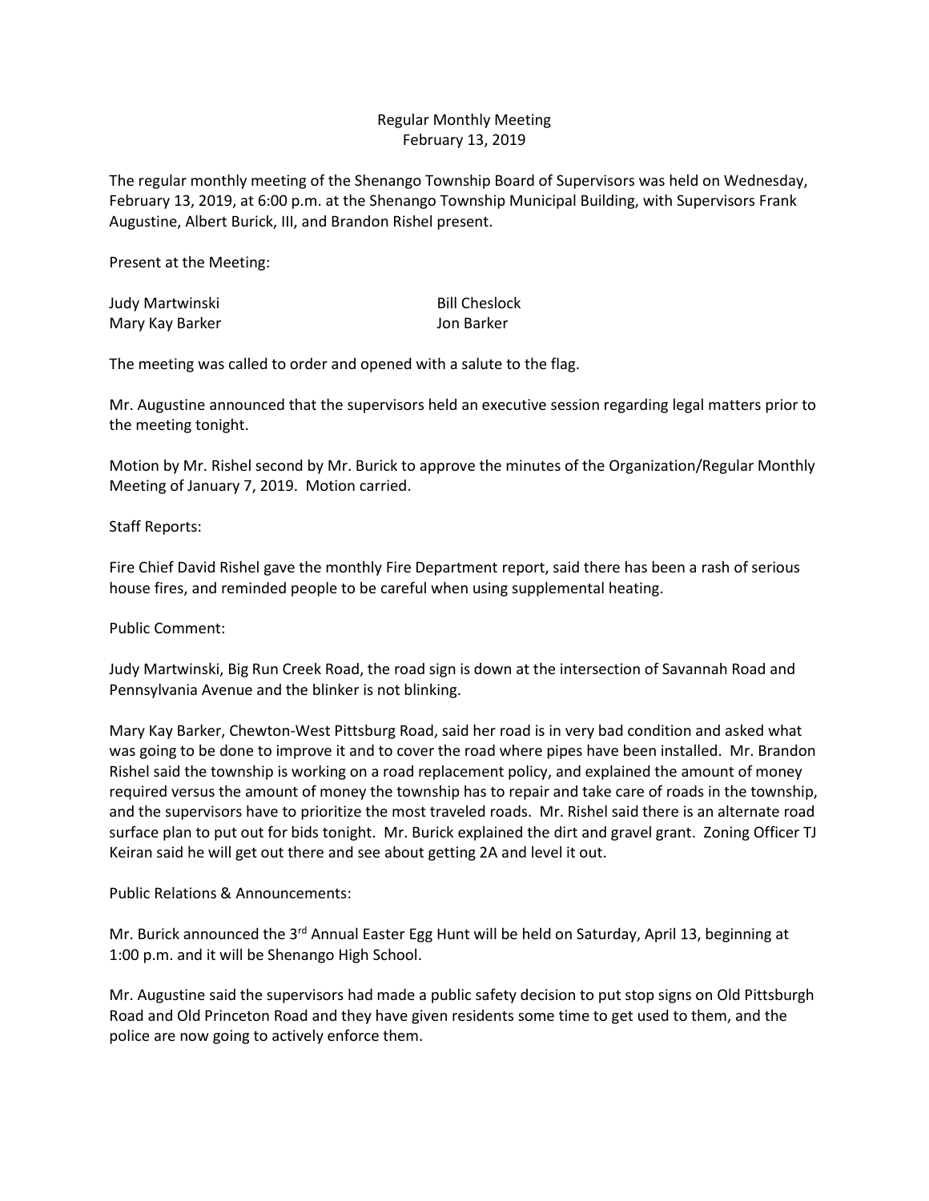Regular Monthly Meeting
February 13, 2019

The regular monthly meeting of the Shenango Township Board of Supervisors was held on Wednesday, February 13, 2019, at 6:00 p.m. at the Shenango Township Municipal Building, with Supervisors Frank Augustine, Albert Burick, III, and Brandon Rishel present.

Present at the Meeting:

| | |
|---|---|
| Judy Martwinski | Bill Cheslock |
| Mary Kay Barker | Jon Barker |

The meeting was called to order and opened with a salute to the flag.

Mr. Augustine announced that the supervisors held an executive session regarding legal matters prior to the meeting tonight.

Motion by Mr. Rishel second by Mr. Burick to approve the minutes of the Organization/Regular Monthly Meeting of January 7, 2019. Motion carried.

Staff Reports:

Fire Chief David Rishel gave the monthly Fire Department report, said there has been a rash of serious house fires, and reminded people to be careful when using supplemental heating.

Public Comment:

Judy Martwinski, Big Run Creek Road, the road sign is down at the intersection of Savannah Road and Pennsylvania Avenue and the blinker is not blinking.

Mary Kay Barker, Chewton-West Pittsburg Road, said her road is in very bad condition and asked what was going to be done to improve it and to cover the road where pipes have been installed. Mr. Brandon Rishel said the township is working on a road replacement policy, and explained the amount of money required versus the amount of money the township has to repair and take care of roads in the township, and the supervisors have to prioritize the most traveled roads. Mr. Rishel said there is an alternate road surface plan to put out for bids tonight. Mr. Burick explained the dirt and gravel grant. Zoning Officer TJ Keiran said he will get out there and see about getting 2A and level it out.

Public Relations & Announcements:

Mr. Burick announced the 3rd Annual Easter Egg Hunt will be held on Saturday, April 13, beginning at 1:00 p.m. and it will be Shenango High School.

Mr. Augustine said the supervisors had made a public safety decision to put stop signs on Old Pittsburgh Road and Old Princeton Road and they have given residents some time to get used to them, and the police are now going to actively enforce them.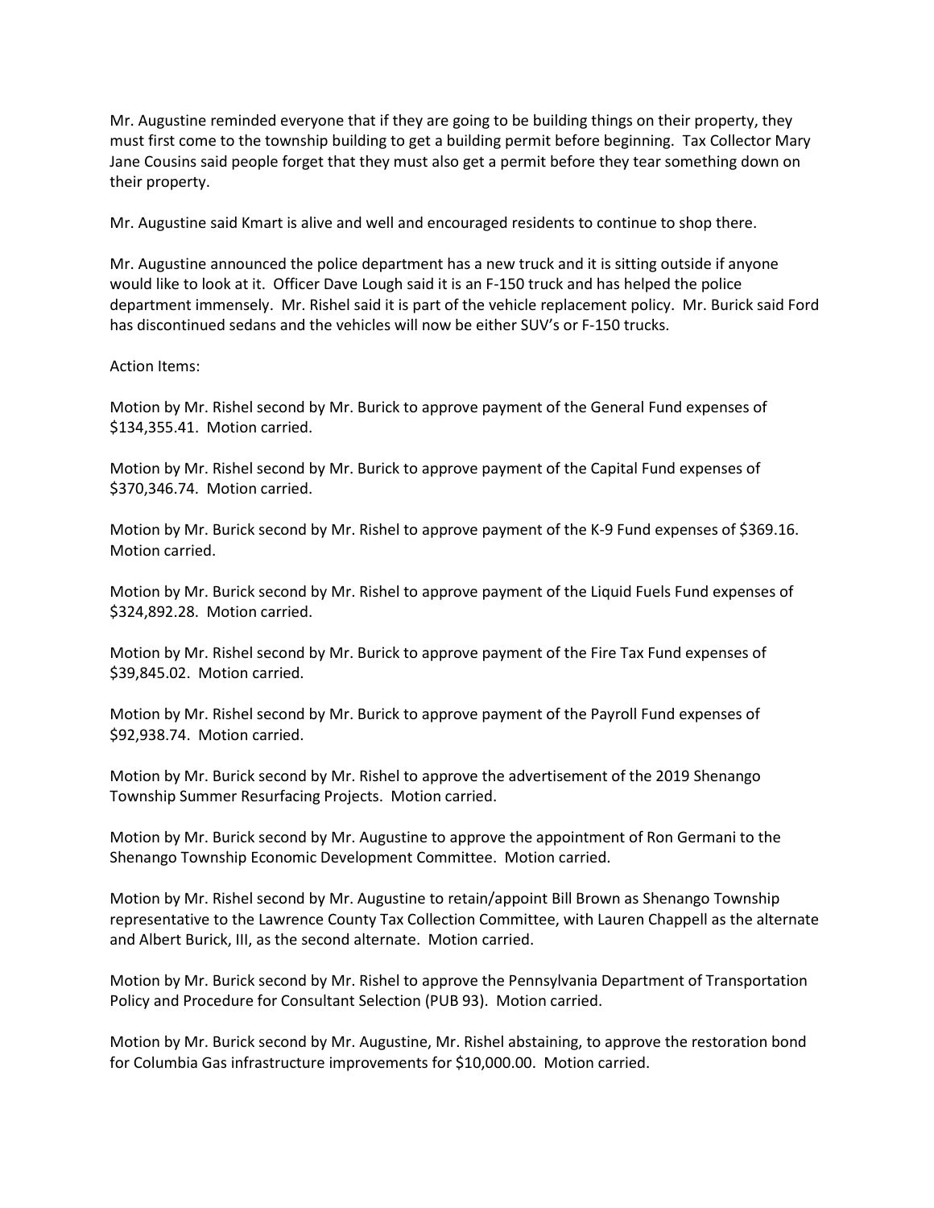Mr. Augustine reminded everyone that if they are going to be building things on their property, they must first come to the township building to get a building permit before beginning. Tax Collector Mary Jane Cousins said people forget that they must also get a permit before they tear something down on their property.

Mr. Augustine said Kmart is alive and well and encouraged residents to continue to shop there.

Mr. Augustine announced the police department has a new truck and it is sitting outside if anyone would like to look at it. Officer Dave Lough said it is an F-150 truck and has helped the police department immensely. Mr. Rishel said it is part of the vehicle replacement policy. Mr. Burick said Ford has discontinued sedans and the vehicles will now be either SUV's or F-150 trucks.

Action Items:

Motion by Mr. Rishel second by Mr. Burick to approve payment of the General Fund expenses of $134,355.41. Motion carried.

Motion by Mr. Rishel second by Mr. Burick to approve payment of the Capital Fund expenses of $370,346.74. Motion carried.

Motion by Mr. Burick second by Mr. Rishel to approve payment of the K-9 Fund expenses of $369.16. Motion carried.

Motion by Mr. Burick second by Mr. Rishel to approve payment of the Liquid Fuels Fund expenses of $324,892.28. Motion carried.

Motion by Mr. Rishel second by Mr. Burick to approve payment of the Fire Tax Fund expenses of $39,845.02. Motion carried.

Motion by Mr. Rishel second by Mr. Burick to approve payment of the Payroll Fund expenses of $92,938.74. Motion carried.

Motion by Mr. Burick second by Mr. Rishel to approve the advertisement of the 2019 Shenango Township Summer Resurfacing Projects. Motion carried.

Motion by Mr. Burick second by Mr. Augustine to approve the appointment of Ron Germani to the Shenango Township Economic Development Committee. Motion carried.

Motion by Mr. Rishel second by Mr. Augustine to retain/appoint Bill Brown as Shenango Township representative to the Lawrence County Tax Collection Committee, with Lauren Chappell as the alternate and Albert Burick, III, as the second alternate. Motion carried.

Motion by Mr. Burick second by Mr. Rishel to approve the Pennsylvania Department of Transportation Policy and Procedure for Consultant Selection (PUB 93). Motion carried.

Motion by Mr. Burick second by Mr. Augustine, Mr. Rishel abstaining, to approve the restoration bond for Columbia Gas infrastructure improvements for $10,000.00. Motion carried.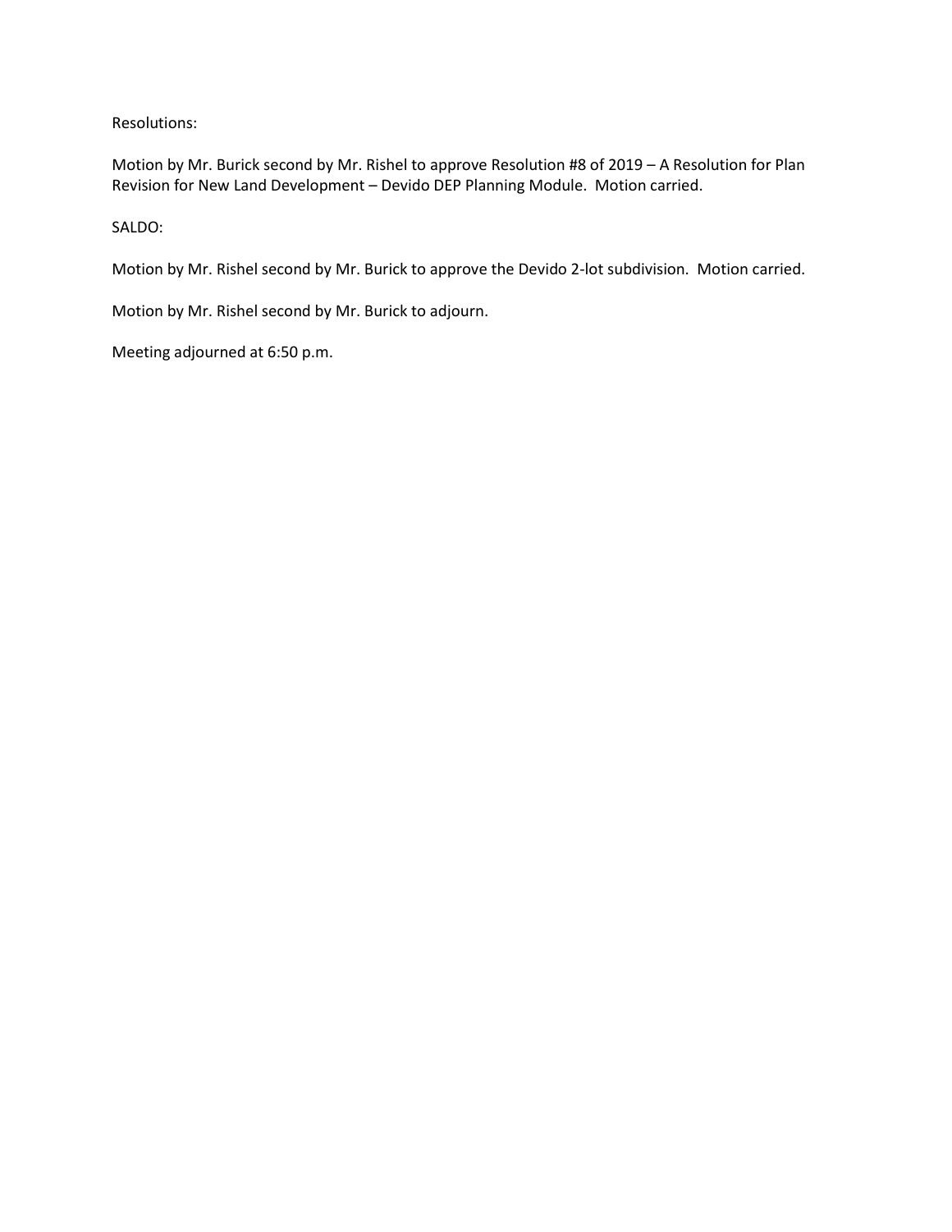Resolutions:

Motion by Mr. Burick second by Mr. Rishel to approve Resolution #8 of 2019 – A Resolution for Plan Revision for New Land Development – Devido DEP Planning Module. Motion carried.

SALDO:

Motion by Mr. Rishel second by Mr. Burick to approve the Devido 2-lot subdivision. Motion carried.

Motion by Mr. Rishel second by Mr. Burick to adjourn.

Meeting adjourned at 6:50 p.m.